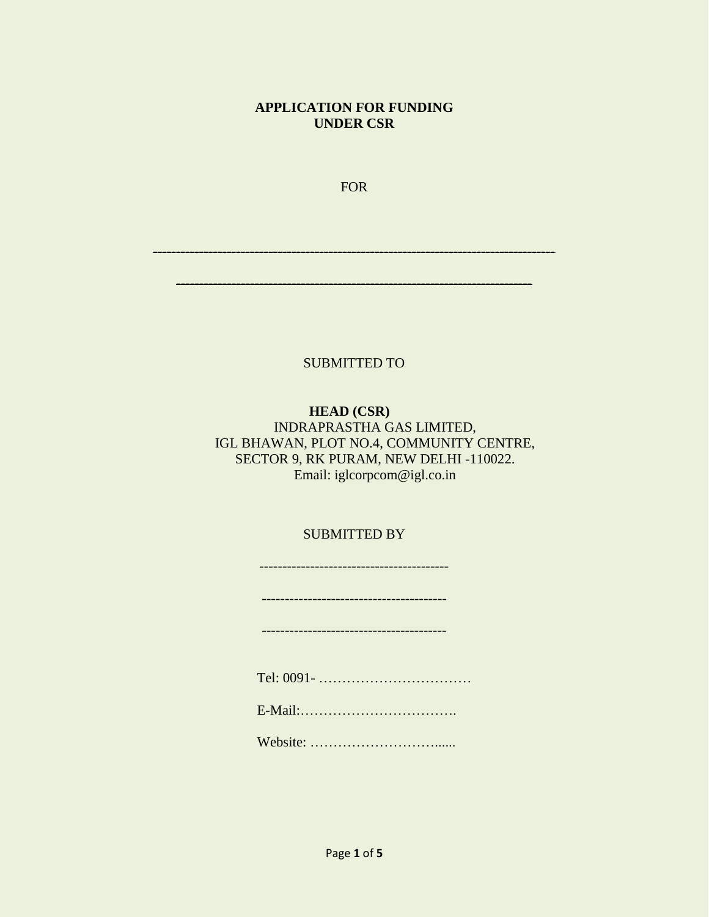**APPLICATION FOR FUNDING**
**UNDER CSR**

FOR

---------------------------------------------------------------------------------------

----------------------------------------------------------------------------

SUBMITTED TO

**HEAD (CSR)**
INDRAPRASTHA GAS LIMITED,
IGL BHAWAN, PLOT NO.4, COMMUNITY CENTRE,
SECTOR 9, RK PURAM, NEW DELHI -110022.
Email: iglcorpcom@igl.co.in

SUBMITTED BY

-----------------------------------------

----------------------------------------

----------------------------------------

Tel: 0091- ……………………………

E-Mail:…………………………….

Website: ………………………......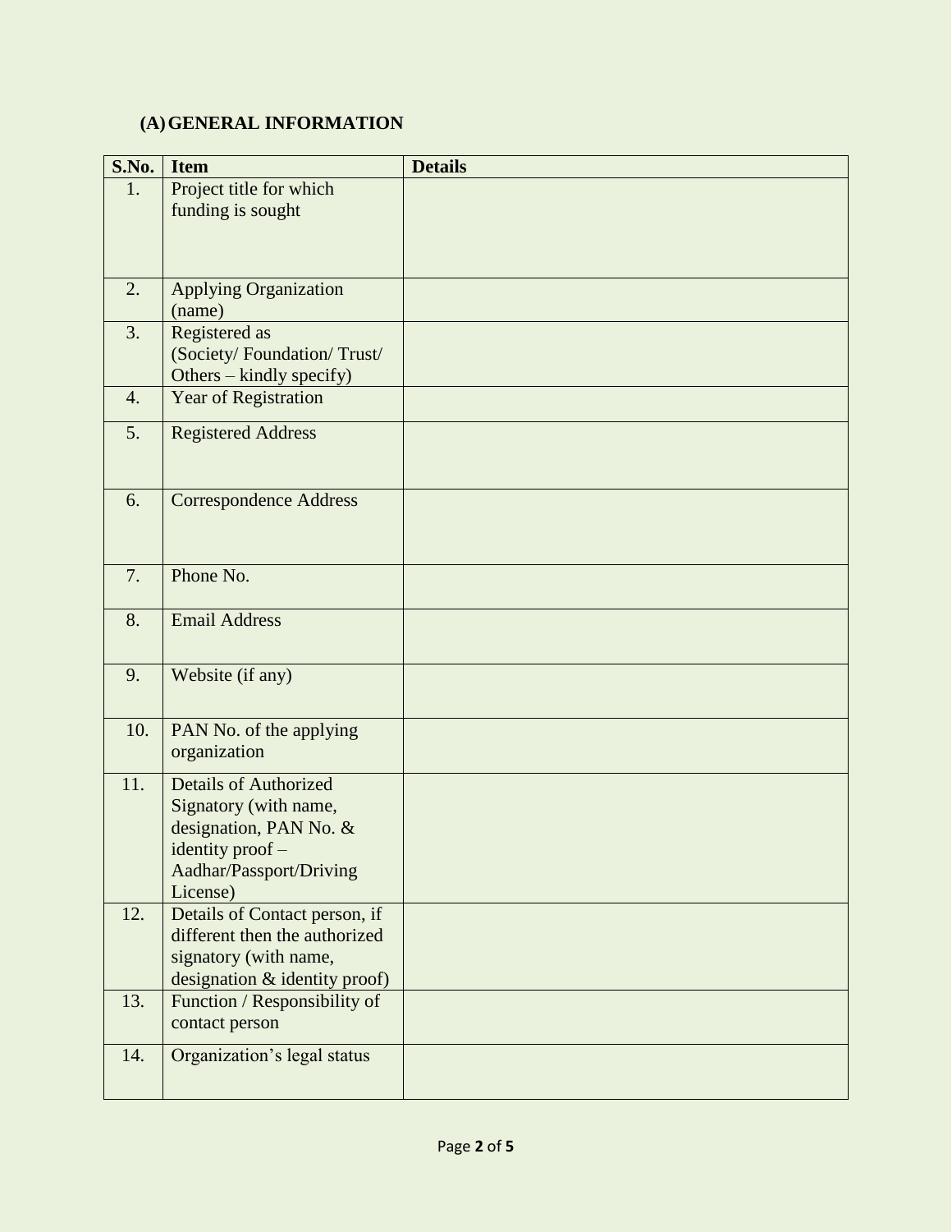## (A) GENERAL INFORMATION

| S.No. | Item | Details |
|---|---|---|
| 1. | Project title for which funding is sought | |
| 2. | Applying Organization (name) | |
| 3. | Registered as (Society/ Foundation/ Trust/ Others – kindly specify) | |
| 4. | Year of Registration | |
| 5. | Registered Address | |
| 6. | Correspondence Address | |
| 7. | Phone No. | |
| 8. | Email Address | |
| 9. | Website (if any) | |
| 10. | PAN No. of the applying organization | |
| 11. | Details of Authorized Signatory (with name, designation, PAN No. & identity proof – Aadhar/Passport/Driving License) | |
| 12. | Details of Contact person, if different then the authorized signatory (with name, designation & identity proof) | |
| 13. | Function / Responsibility of contact person | |
| 14. | Organization's legal status | |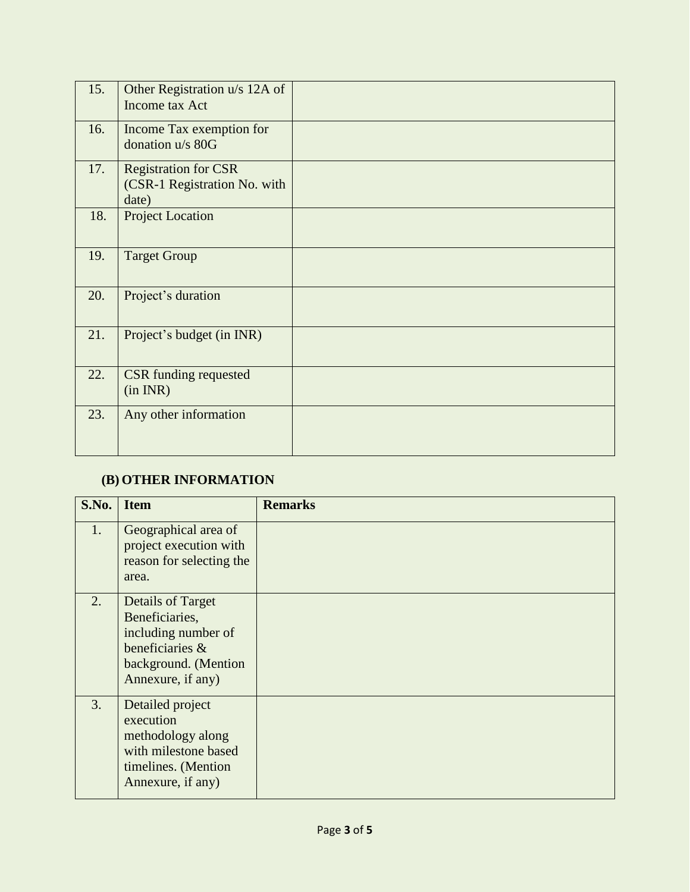| | | |
|---|---|---|
| 15. | Other Registration u/s 12A of Income tax Act | |
| 16. | Income Tax exemption for donation u/s 80G | |
| 17. | Registration for CSR (CSR-1 Registration No. with date) | |
| 18. | Project Location | |
| 19. | Target Group | |
| 20. | Project's duration | |
| 21. | Project's budget (in INR) | |
| 22. | CSR funding requested (in INR) | |
| 23. | Any other information | |

### (B) OTHER INFORMATION

| S.No. | Item | Remarks |
|---|---|---|
| 1. | Geographical area of project execution with reason for selecting the area. | |
| 2. | Details of Target Beneficiaries, including number of beneficiaries & background. (Mention Annexure, if any) | |
| 3. | Detailed project execution methodology along with milestone based timelines. (Mention Annexure, if any) | |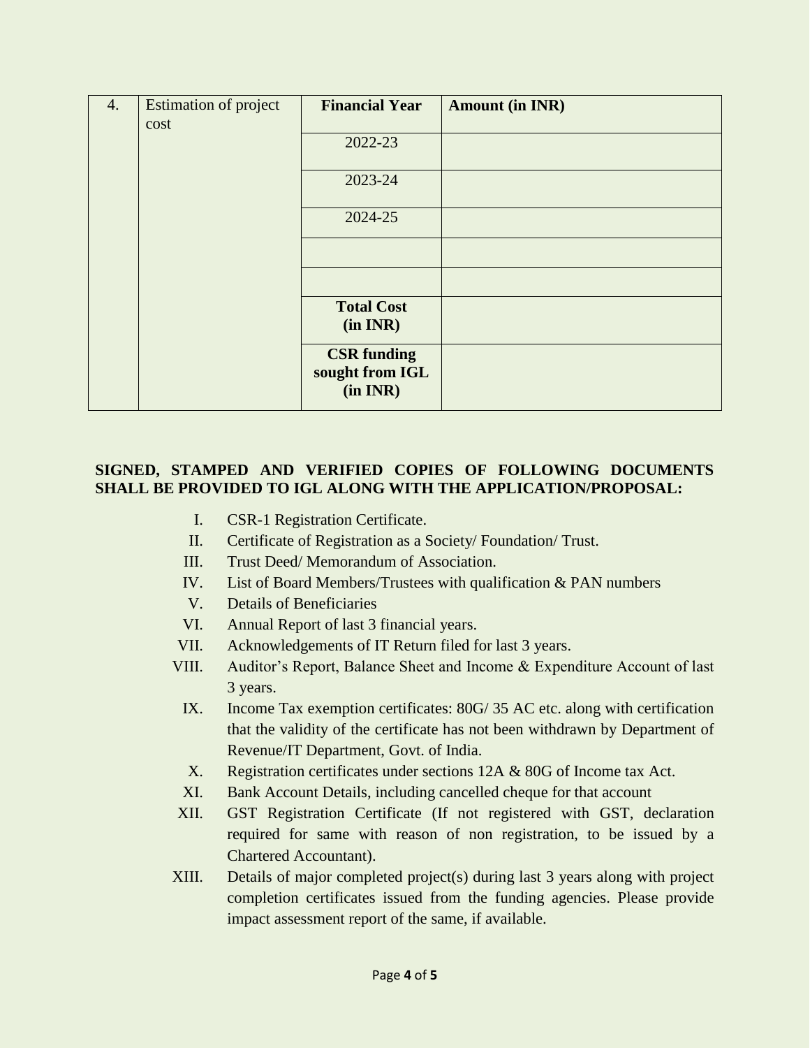| 4. | Estimation of project cost | **Financial Year** | **Amount (in INR)** |
|---|---|---|---|
| | | 2022-23 | |
| | | 2023-24 | |
| | | 2024-25 | |
| | | | |
| | | | |
| | | **Total Cost (in INR)** | |
| | | **CSR funding sought from IGL (in INR)** | |

**SIGNED, STAMPED AND VERIFIED COPIES OF FOLLOWING DOCUMENTS SHALL BE PROVIDED TO IGL ALONG WITH THE APPLICATION/PROPOSAL:**

I. CSR-1 Registration Certificate.
II. Certificate of Registration as a Society/ Foundation/ Trust.
III. Trust Deed/ Memorandum of Association.
IV. List of Board Members/Trustees with qualification & PAN numbers
V. Details of Beneficiaries
VI. Annual Report of last 3 financial years.
VII. Acknowledgements of IT Return filed for last 3 years.
VIII. Auditor's Report, Balance Sheet and Income & Expenditure Account of last 3 years.
IX. Income Tax exemption certificates: 80G/ 35 AC etc. along with certification that the validity of the certificate has not been withdrawn by Department of Revenue/IT Department, Govt. of India.
X. Registration certificates under sections 12A & 80G of Income tax Act.
XI. Bank Account Details, including cancelled cheque for that account
XII. GST Registration Certificate (If not registered with GST, declaration required for same with reason of non registration, to be issued by a Chartered Accountant).
XIII. Details of major completed project(s) during last 3 years along with project completion certificates issued from the funding agencies. Please provide impact assessment report of the same, if available.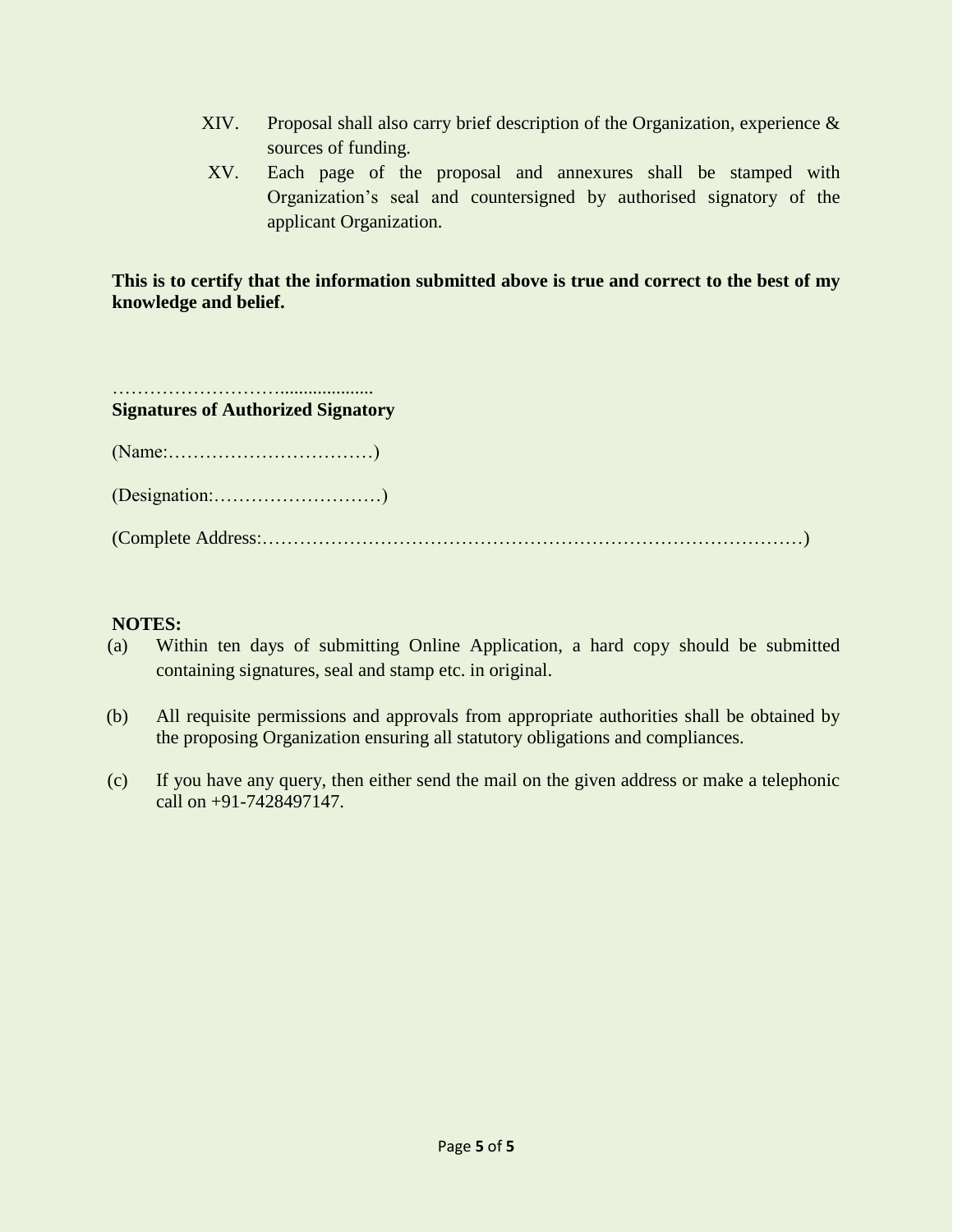XIV. Proposal shall also carry brief description of the Organization, experience & sources of funding.

XV. Each page of the proposal and annexures shall be stamped with Organization's seal and countersigned by authorised signatory of the applicant Organization.

**This is to certify that the information submitted above is true and correct to the best of my knowledge and belief.**

……………………....................

**Signatures of Authorized Signatory**

(Name:……………………………)

(Designation:………………………)

(Complete Address:……………………………………………………………………………)

**NOTES:**

(a) Within ten days of submitting Online Application, a hard copy should be submitted containing signatures, seal and stamp etc. in original.

(b) All requisite permissions and approvals from appropriate authorities shall be obtained by the proposing Organization ensuring all statutory obligations and compliances.

(c) If you have any query, then either send the mail on the given address or make a telephonic call on +91-7428497147.